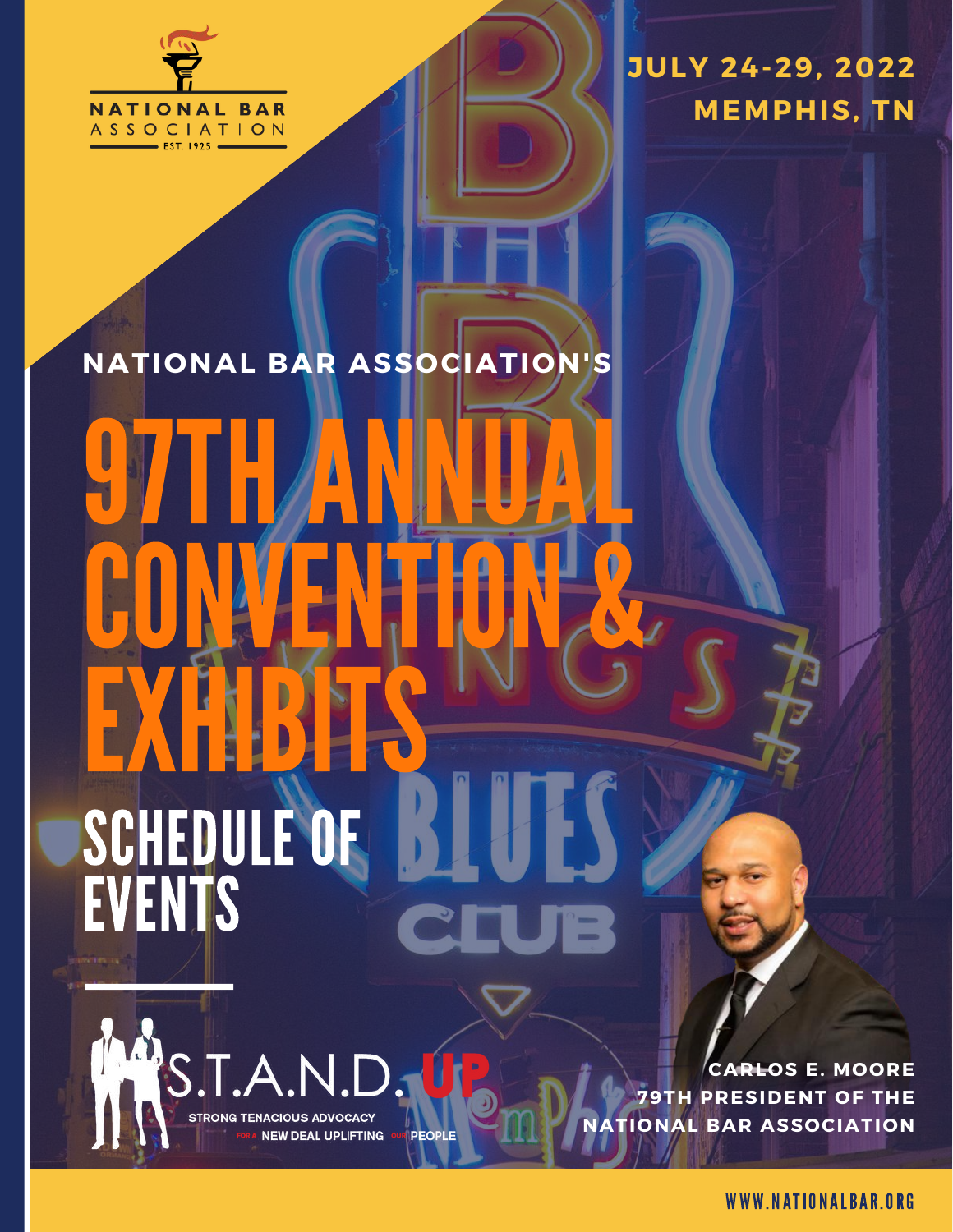NATIONAL BAR ASSOCIATION
EST. 1925

**JULY 24-29, 2022**
**MEMPHIS, TN**

NATIONAL BAR ASSOCIATION'S

# 97TH ANNUAL CONVENTION & EXHIBITS

## SCHEDULE OF EVENTS

S.T.A.N.D. UP
STRONG TENACIOUS ADVOCACY FOR A NEW DEAL UPLIFTING OUR PEOPLE

**CARLOS E. MOORE**
**79TH PRESIDENT OF THE NATIONAL BAR ASSOCIATION**

WWW.NATIONALBAR.ORG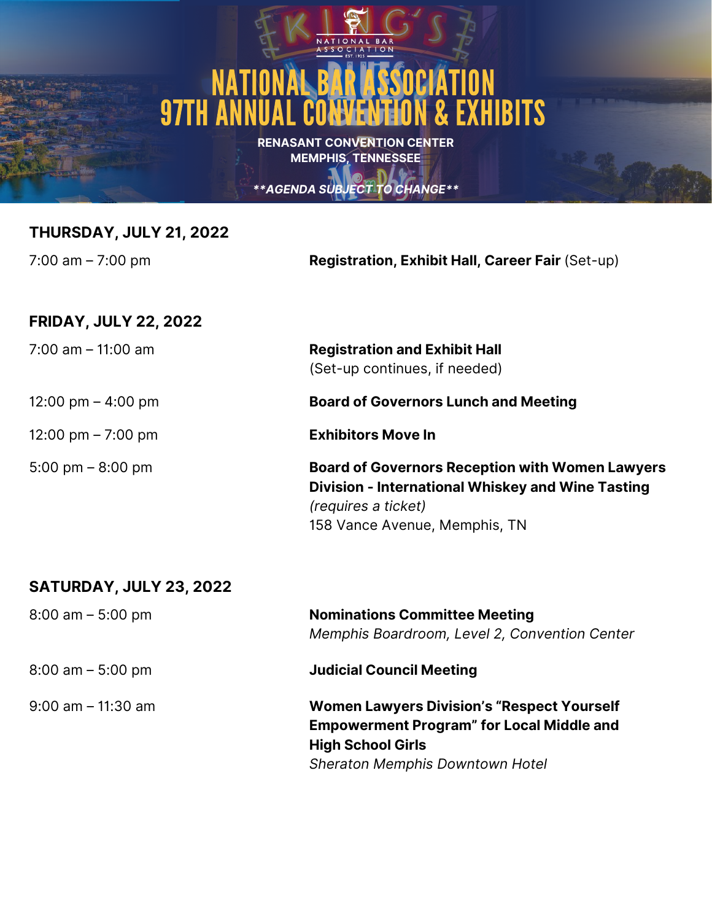# NATIONAL BAR ASSOCIATION 97TH ANNUAL CONVENTION & EXHIBITS

**RENASANT CONVENTION CENTER**
**MEMPHIS, TENNESSEE**

***\*\*AGENDA SUBJECT TO CHANGE\*\****

## THURSDAY, JULY 21, 2022

| | |
|---|---|
| 7:00 am – 7:00 pm | **Registration, Exhibit Hall, Career Fair** (Set-up) |

## FRIDAY, JULY 22, 2022

| | |
|---|---|
| 7:00 am – 11:00 am | **Registration and Exhibit Hall**<br>(Set-up continues, if needed) |
| 12:00 pm – 4:00 pm | **Board of Governors Lunch and Meeting** |
| 12:00 pm – 7:00 pm | **Exhibitors Move In** |
| 5:00 pm – 8:00 pm | **Board of Governors Reception with Women Lawyers Division - International Whiskey and Wine Tasting**<br>*(requires a ticket)*<br>158 Vance Avenue, Memphis, TN |

## SATURDAY, JULY 23, 2022

| | |
|---|---|
| 8:00 am – 5:00 pm | **Nominations Committee Meeting**<br>*Memphis Boardroom, Level 2, Convention Center* |
| 8:00 am – 5:00 pm | **Judicial Council Meeting** |
| 9:00 am – 11:30 am | **Women Lawyers Division's "Respect Yourself Empowerment Program" for Local Middle and High School Girls**<br>*Sheraton Memphis Downtown Hotel* |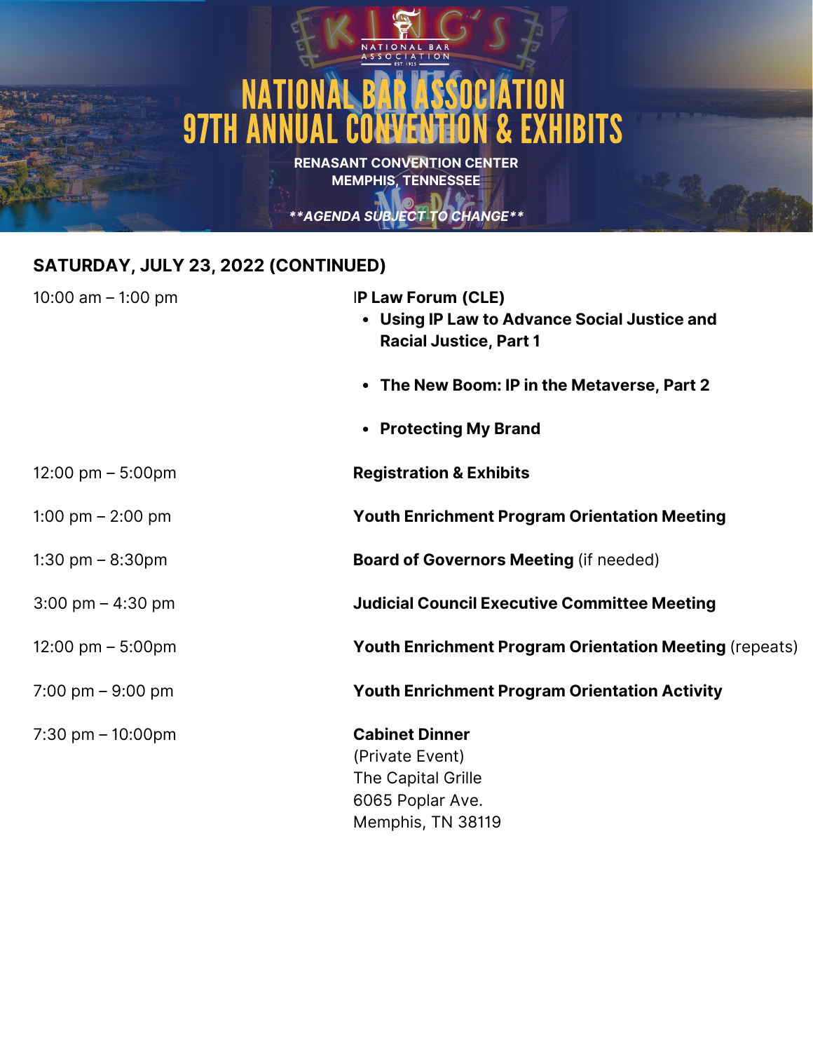NATIONAL BAR ASSOCIATION

# NATIONAL BAR ASSOCIATION 97TH ANNUAL CONVENTION & EXHIBITS

**RENASANT CONVENTION CENTER**
**MEMPHIS, TENNESSEE**

***\*\*AGENDA SUBJECT TO CHANGE\*\****

## SATURDAY, JULY 23, 2022 (CONTINUED)

| | |
|---|---|
| 10:00 am – 1:00 pm | **IP Law Forum (CLE)**<br>• **Using IP Law to Advance Social Justice and Racial Justice, Part 1**<br>• **The New Boom: IP in the Metaverse, Part 2**<br>• **Protecting My Brand** |
| 12:00 pm – 5:00pm | **Registration & Exhibits** |
| 1:00 pm – 2:00 pm | **Youth Enrichment Program Orientation Meeting** |
| 1:30 pm – 8:30pm | **Board of Governors Meeting** (if needed) |
| 3:00 pm – 4:30 pm | **Judicial Council Executive Committee Meeting** |
| 12:00 pm – 5:00pm | **Youth Enrichment Program Orientation Meeting** (repeats) |
| 7:00 pm – 9:00 pm | **Youth Enrichment Program Orientation Activity** |
| 7:30 pm – 10:00pm | **Cabinet Dinner**<br>(Private Event)<br>The Capital Grille<br>6065 Poplar Ave.<br>Memphis, TN 38119 |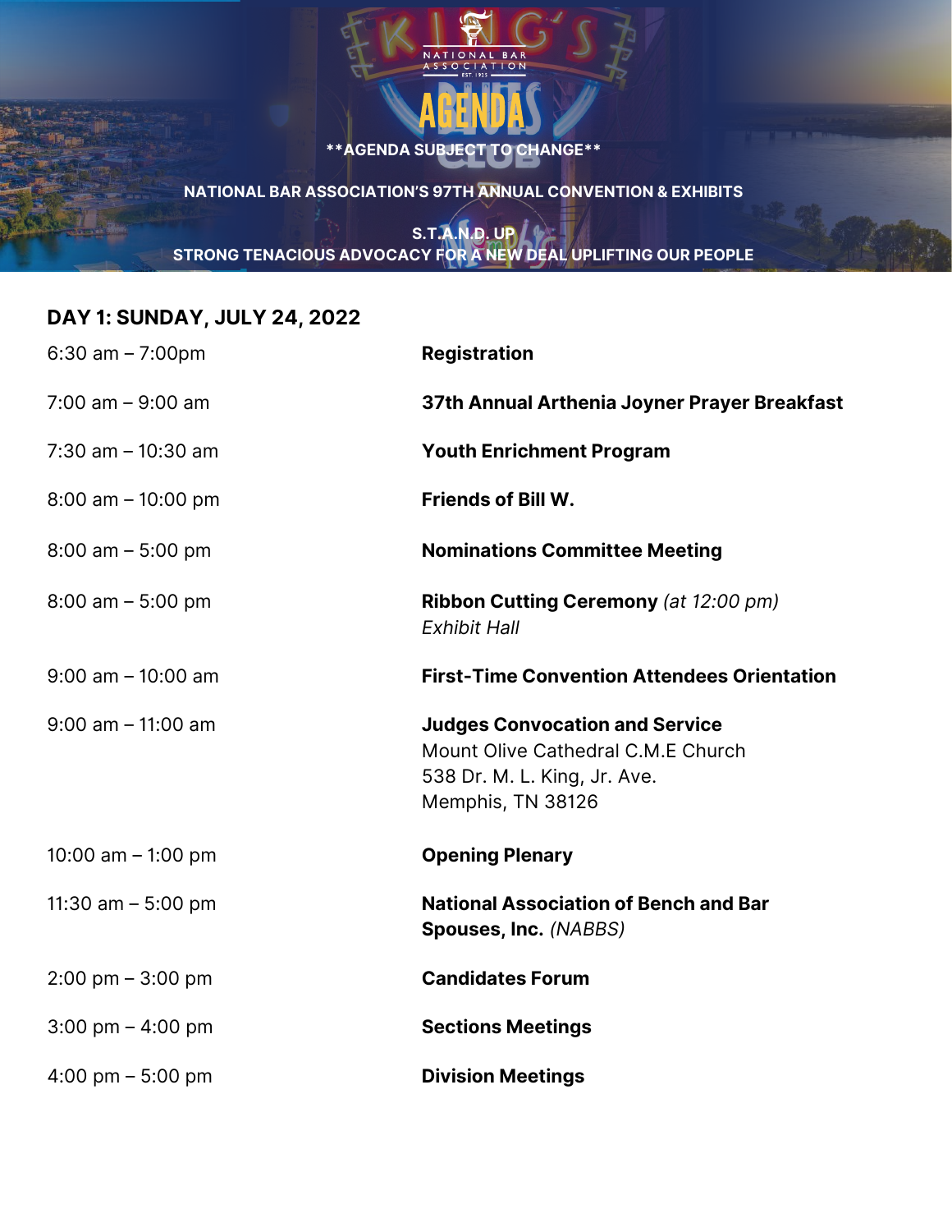NATIONAL BAR ASSOCIATION EST. 1925

# AGENDA

**AGENDA SUBJECT TO CHANGE**

NATIONAL BAR ASSOCIATION'S 97TH ANNUAL CONVENTION & EXHIBITS

S.T.A.N.D. UP
STRONG TENACIOUS ADVOCACY FOR A NEW DEAL UPLIFTING OUR PEOPLE

## DAY 1: SUNDAY, JULY 24, 2022

| | |
|---|---|
| 6:30 am – 7:00pm | **Registration** |
| 7:00 am – 9:00 am | **37th Annual Arthenia Joyner Prayer Breakfast** |
| 7:30 am – 10:30 am | **Youth Enrichment Program** |
| 8:00 am – 10:00 pm | **Friends of Bill W.** |
| 8:00 am – 5:00 pm | **Nominations Committee Meeting** |
| 8:00 am – 5:00 pm | **Ribbon Cutting Ceremony** *(at 12:00 pm)* *Exhibit Hall* |
| 9:00 am – 10:00 am | **First-Time Convention Attendees Orientation** |
| 9:00 am – 11:00 am | **Judges Convocation and Service** Mount Olive Cathedral C.M.E Church 538 Dr. M. L. King, Jr. Ave. Memphis, TN 38126 |
| 10:00 am – 1:00 pm | **Opening Plenary** |
| 11:30 am – 5:00 pm | **National Association of Bench and Bar Spouses, Inc.** *(NABBS)* |
| 2:00 pm – 3:00 pm | **Candidates Forum** |
| 3:00 pm – 4:00 pm | **Sections Meetings** |
| 4:00 pm – 5:00 pm | **Division Meetings** |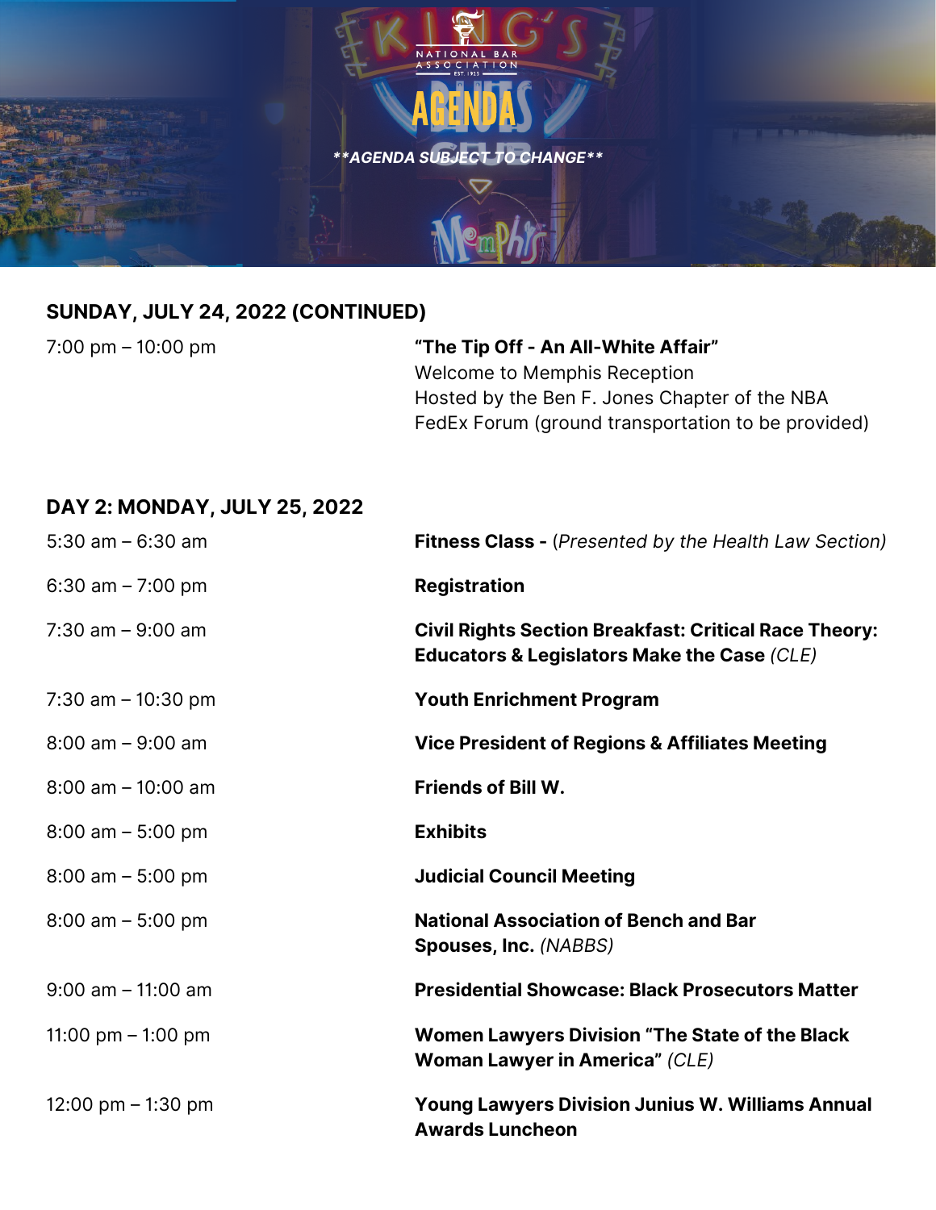# AGENDA

****AGENDA SUBJECT TO CHANGE****

## SUNDAY, JULY 24, 2022 (CONTINUED)

| | |
|---|---|
| 7:00 pm – 10:00 pm | **"The Tip Off - An All-White Affair"**<br>Welcome to Memphis Reception<br>Hosted by the Ben F. Jones Chapter of the NBA<br>FedEx Forum (ground transportation to be provided) |

## DAY 2: MONDAY, JULY 25, 2022

| | |
|---|---|
| 5:30 am – 6:30 am | **Fitness Class -** (*Presented by the Health Law Section)* |
| 6:30 am – 7:00 pm | **Registration** |
| 7:30 am – 9:00 am | **Civil Rights Section Breakfast: Critical Race Theory: Educators & Legislators Make the Case** *(CLE)* |
| 7:30 am – 10:30 pm | **Youth Enrichment Program** |
| 8:00 am – 9:00 am | **Vice President of Regions & Affiliates Meeting** |
| 8:00 am – 10:00 am | **Friends of Bill W.** |
| 8:00 am – 5:00 pm | **Exhibits** |
| 8:00 am – 5:00 pm | **Judicial Council Meeting** |
| 8:00 am – 5:00 pm | **National Association of Bench and Bar Spouses, Inc.** *(NABBS)* |
| 9:00 am – 11:00 am | **Presidential Showcase: Black Prosecutors Matter** |
| 11:00 pm – 1:00 pm | **Women Lawyers Division "The State of the Black Woman Lawyer in America"** *(CLE)* |
| 12:00 pm – 1:30 pm | **Young Lawyers Division Junius W. Williams Annual Awards Luncheon** |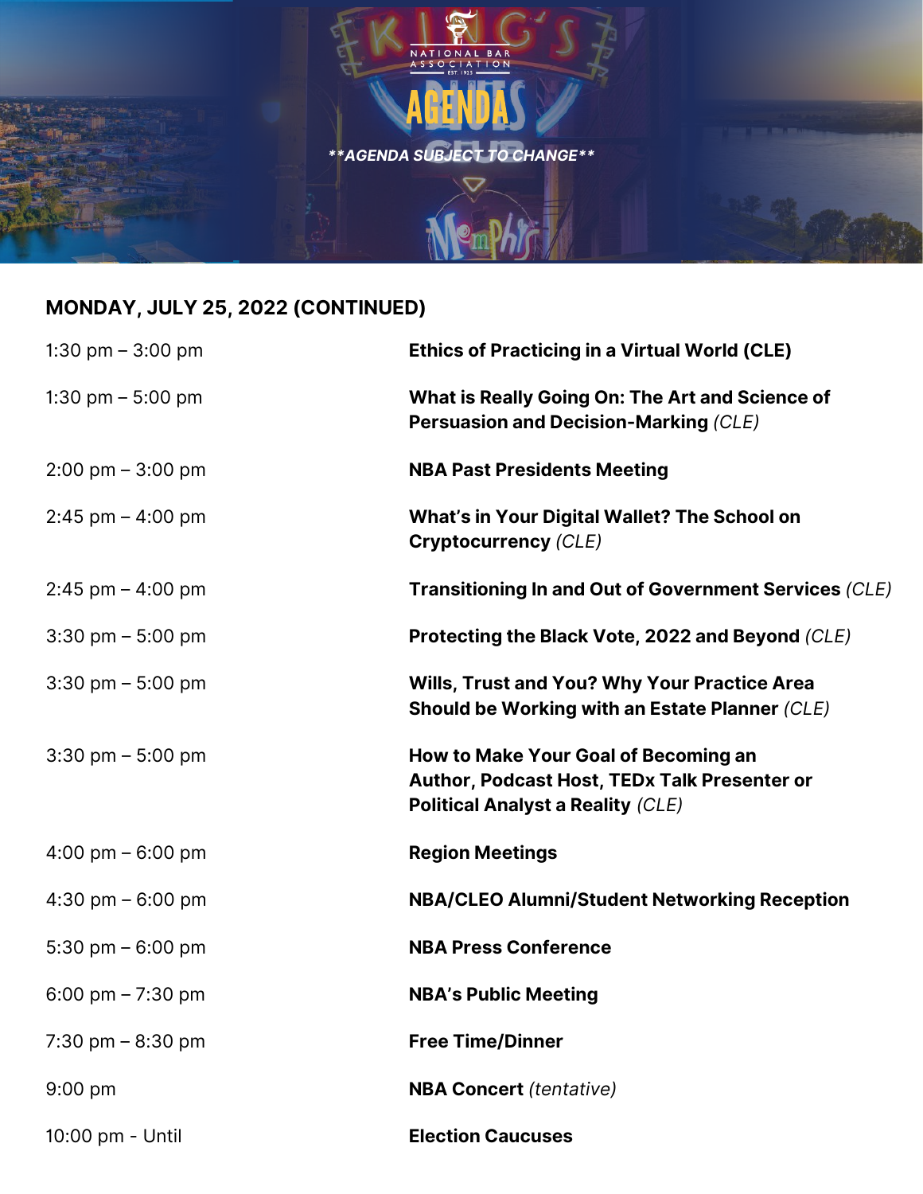# AGENDA

***AGENDA SUBJECT TO CHANGE***

## MONDAY, JULY 25, 2022 (CONTINUED)

| Time | Event |
| --- | --- |
| 1:30 pm – 3:00 pm | **Ethics of Practicing in a Virtual World (CLE)** |
| 1:30 pm – 5:00 pm | **What is Really Going On: The Art and Science of Persuasion and Decision-Marking** *(CLE)* |
| 2:00 pm – 3:00 pm | **NBA Past Presidents Meeting** |
| 2:45 pm – 4:00 pm | **What's in Your Digital Wallet? The School on Cryptocurrency** *(CLE)* |
| 2:45 pm – 4:00 pm | **Transitioning In and Out of Government Services** *(CLE)* |
| 3:30 pm – 5:00 pm | **Protecting the Black Vote, 2022 and Beyond** *(CLE)* |
| 3:30 pm – 5:00 pm | **Wills, Trust and You? Why Your Practice Area Should be Working with an Estate Planner** *(CLE)* |
| 3:30 pm – 5:00 pm | **How to Make Your Goal of Becoming an Author, Podcast Host, TEDx Talk Presenter or Political Analyst a Reality** *(CLE)* |
| 4:00 pm – 6:00 pm | **Region Meetings** |
| 4:30 pm – 6:00 pm | **NBA/CLEO Alumni/Student Networking Reception** |
| 5:30 pm – 6:00 pm | **NBA Press Conference** |
| 6:00 pm – 7:30 pm | **NBA's Public Meeting** |
| 7:30 pm – 8:30 pm | **Free Time/Dinner** |
| 9:00 pm | **NBA Concert** *(tentative)* |
| 10:00 pm - Until | **Election Caucuses** |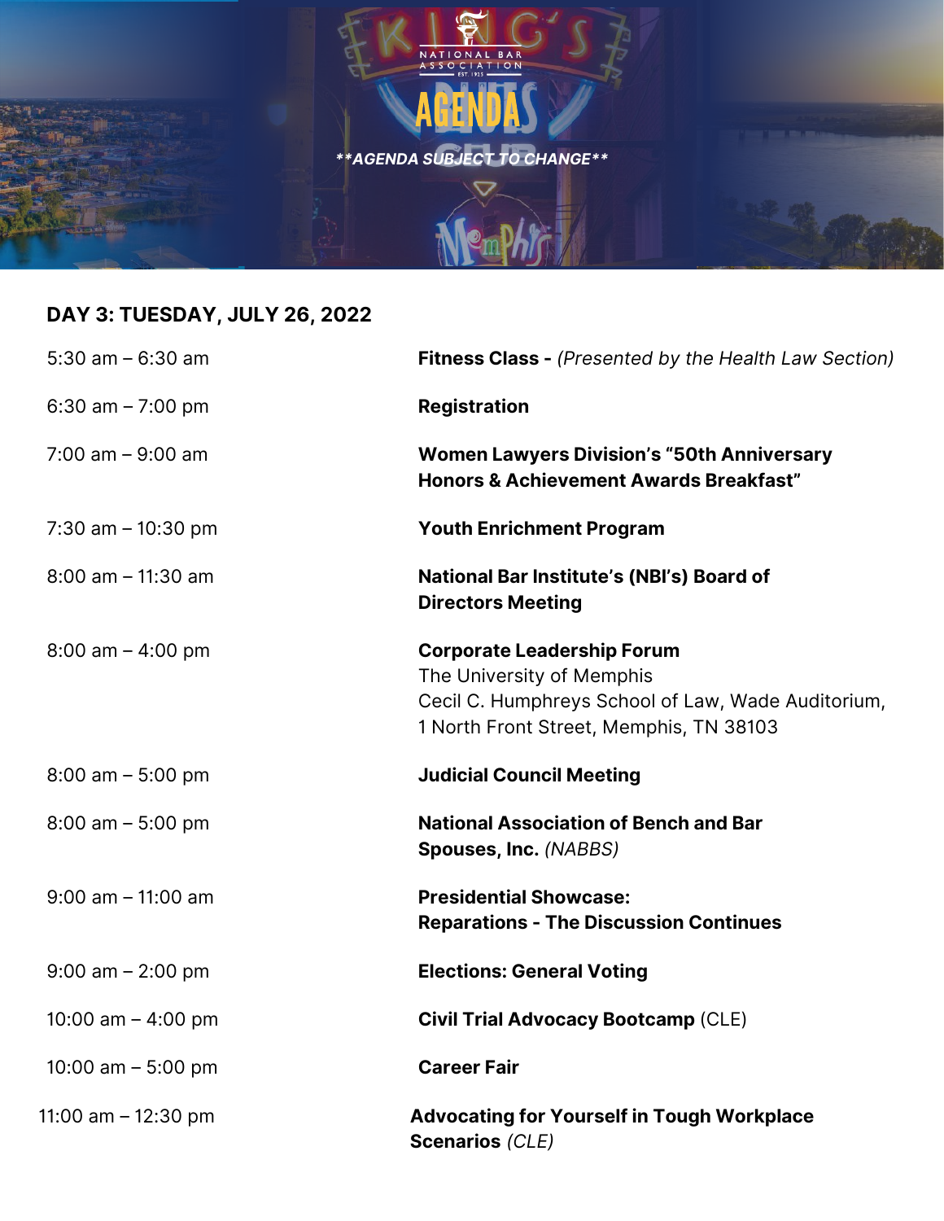NATIONAL BAR ASSOCIATION EST. 1925

# AGENDA

***\*\*AGENDA SUBJECT TO CHANGE\*\****

## DAY 3: TUESDAY, JULY 26, 2022

| | |
|---|---|
| 5:30 am – 6:30 am | **Fitness Class -** *(Presented by the Health Law Section)* |
| 6:30 am – 7:00 pm | **Registration** |
| 7:00 am – 9:00 am | **Women Lawyers Division's "50th Anniversary Honors & Achievement Awards Breakfast"** |
| 7:30 am – 10:30 pm | **Youth Enrichment Program** |
| 8:00 am – 11:30 am | **National Bar Institute's (NBI's) Board of Directors Meeting** |
| 8:00 am – 4:00 pm | **Corporate Leadership Forum**<br>The University of Memphis<br>Cecil C. Humphreys School of Law, Wade Auditorium, 1 North Front Street, Memphis, TN 38103 |
| 8:00 am – 5:00 pm | **Judicial Council Meeting** |
| 8:00 am – 5:00 pm | **National Association of Bench and Bar Spouses, Inc.** *(NABBS)* |
| 9:00 am – 11:00 am | **Presidential Showcase: Reparations - The Discussion Continues** |
| 9:00 am – 2:00 pm | **Elections: General Voting** |
| 10:00 am – 4:00 pm | **Civil Trial Advocacy Bootcamp** (CLE) |
| 10:00 am – 5:00 pm | **Career Fair** |
| 11:00 am – 12:30 pm | **Advocating for Yourself in Tough Workplace Scenarios** *(CLE)* |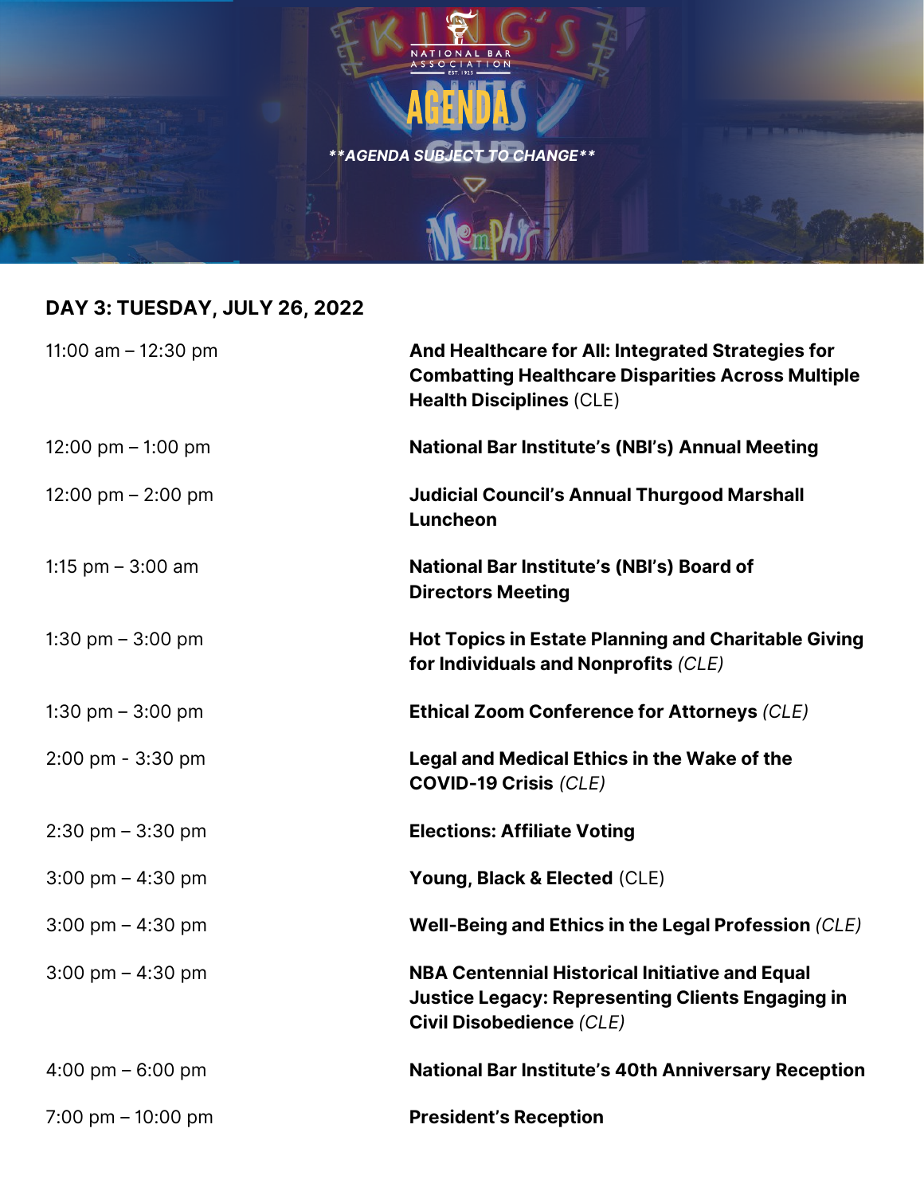# AGENDA

***AGENDA SUBJECT TO CHANGE***

## DAY 3: TUESDAY, JULY 26, 2022

| | |
|---|---|
| 11:00 am – 12:30 pm | **And Healthcare for All: Integrated Strategies for Combatting Healthcare Disparities Across Multiple Health Disciplines** (CLE) |
| 12:00 pm – 1:00 pm | **National Bar Institute's (NBI's) Annual Meeting** |
| 12:00 pm – 2:00 pm | **Judicial Council's Annual Thurgood Marshall Luncheon** |
| 1:15 pm – 3:00 am | **National Bar Institute's (NBI's) Board of Directors Meeting** |
| 1:30 pm – 3:00 pm | **Hot Topics in Estate Planning and Charitable Giving for Individuals and Nonprofits** *(CLE)* |
| 1:30 pm – 3:00 pm | **Ethical Zoom Conference for Attorneys** *(CLE)* |
| 2:00 pm - 3:30 pm | **Legal and Medical Ethics in the Wake of the COVID-19 Crisis** *(CLE)* |
| 2:30 pm – 3:30 pm | **Elections: Affiliate Voting** |
| 3:00 pm – 4:30 pm | **Young, Black & Elected** (CLE) |
| 3:00 pm – 4:30 pm | **Well-Being and Ethics in the Legal Profession** *(CLE)* |
| 3:00 pm – 4:30 pm | **NBA Centennial Historical Initiative and Equal Justice Legacy: Representing Clients Engaging in Civil Disobedience** *(CLE)* |
| 4:00 pm – 6:00 pm | **National Bar Institute's 40th Anniversary Reception** |
| 7:00 pm – 10:00 pm | **President's Reception** |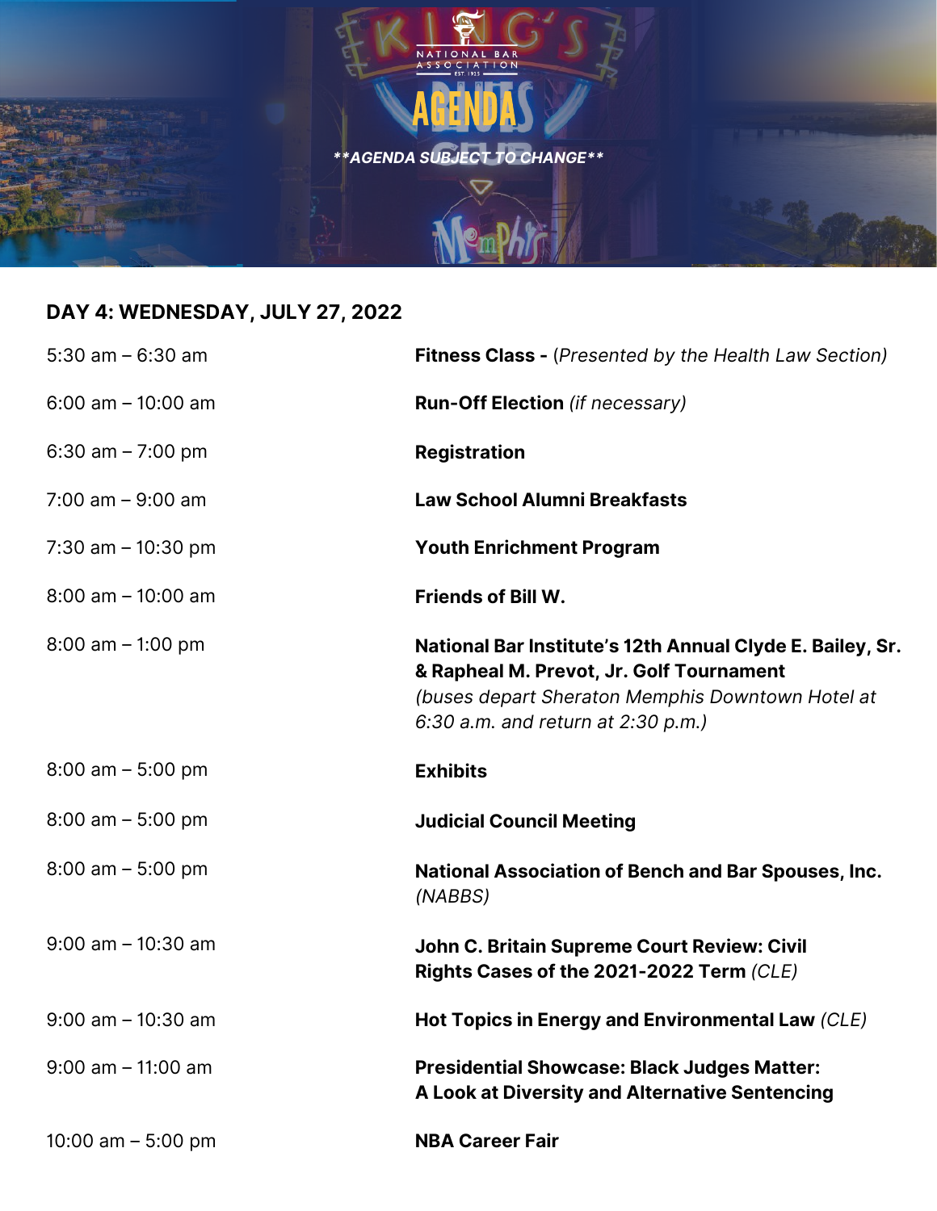# AGENDA

***AGENDA SUBJECT TO CHANGE***

## DAY 4: WEDNESDAY, JULY 27, 2022

| | |
|---|---|
| 5:30 am – 6:30 am | **Fitness Class -** (*Presented by the Health Law Section)* |
| 6:00 am – 10:00 am | **Run-Off Election** *(if necessary)* |
| 6:30 am – 7:00 pm | **Registration** |
| 7:00 am – 9:00 am | **Law School Alumni Breakfasts** |
| 7:30 am – 10:30 pm | **Youth Enrichment Program** |
| 8:00 am – 10:00 am | **Friends of Bill W.** |
| 8:00 am – 1:00 pm | **National Bar Institute's 12th Annual Clyde E. Bailey, Sr. & Rapheal M. Prevot, Jr. Golf Tournament** *(buses depart Sheraton Memphis Downtown Hotel at 6:30 a.m. and return at 2:30 p.m.)* |
| 8:00 am – 5:00 pm | **Exhibits** |
| 8:00 am – 5:00 pm | **Judicial Council Meeting** |
| 8:00 am – 5:00 pm | **National Association of Bench and Bar Spouses, Inc.** *(NABBS)* |
| 9:00 am – 10:30 am | **John C. Britain Supreme Court Review: Civil Rights Cases of the 2021-2022 Term** *(CLE)* |
| 9:00 am – 10:30 am | **Hot Topics in Energy and Environmental Law** *(CLE)* |
| 9:00 am – 11:00 am | **Presidential Showcase: Black Judges Matter: A Look at Diversity and Alternative Sentencing** |
| 10:00 am – 5:00 pm | **NBA Career Fair** |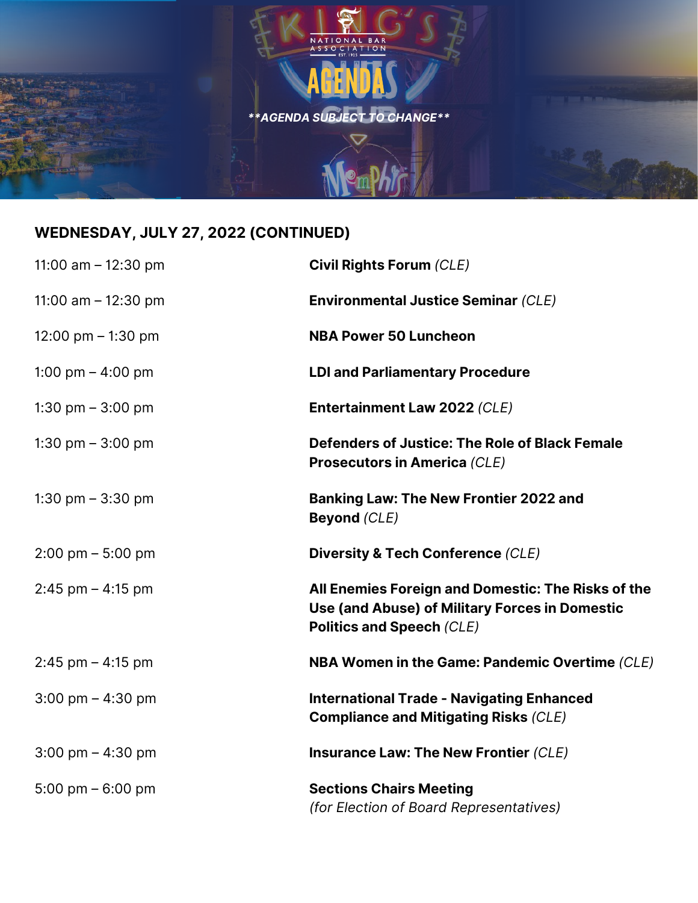# AGENDA

***AGENDA SUBJECT TO CHANGE***

## WEDNESDAY, JULY 27, 2022 (CONTINUED)

| | |
|---|---|
| 11:00 am – 12:30 pm | **Civil Rights Forum** *(CLE)* |
| 11:00 am – 12:30 pm | **Environmental Justice Seminar** *(CLE)* |
| 12:00 pm – 1:30 pm | **NBA Power 50 Luncheon** |
| 1:00 pm – 4:00 pm | **LDI and Parliamentary Procedure** |
| 1:30 pm – 3:00 pm | **Entertainment Law 2022** *(CLE)* |
| 1:30 pm – 3:00 pm | **Defenders of Justice: The Role of Black Female Prosecutors in America** *(CLE)* |
| 1:30 pm – 3:30 pm | **Banking Law: The New Frontier 2022 and Beyond** *(CLE)* |
| 2:00 pm – 5:00 pm | **Diversity & Tech Conference** *(CLE)* |
| 2:45 pm – 4:15 pm | **All Enemies Foreign and Domestic: The Risks of the Use (and Abuse) of Military Forces in Domestic Politics and Speech** *(CLE)* |
| 2:45 pm – 4:15 pm | **NBA Women in the Game: Pandemic Overtime** *(CLE)* |
| 3:00 pm – 4:30 pm | **International Trade - Navigating Enhanced Compliance and Mitigating Risks** *(CLE)* |
| 3:00 pm – 4:30 pm | **Insurance Law: The New Frontier** *(CLE)* |
| 5:00 pm – 6:00 pm | **Sections Chairs Meeting** *(for Election of Board Representatives)* |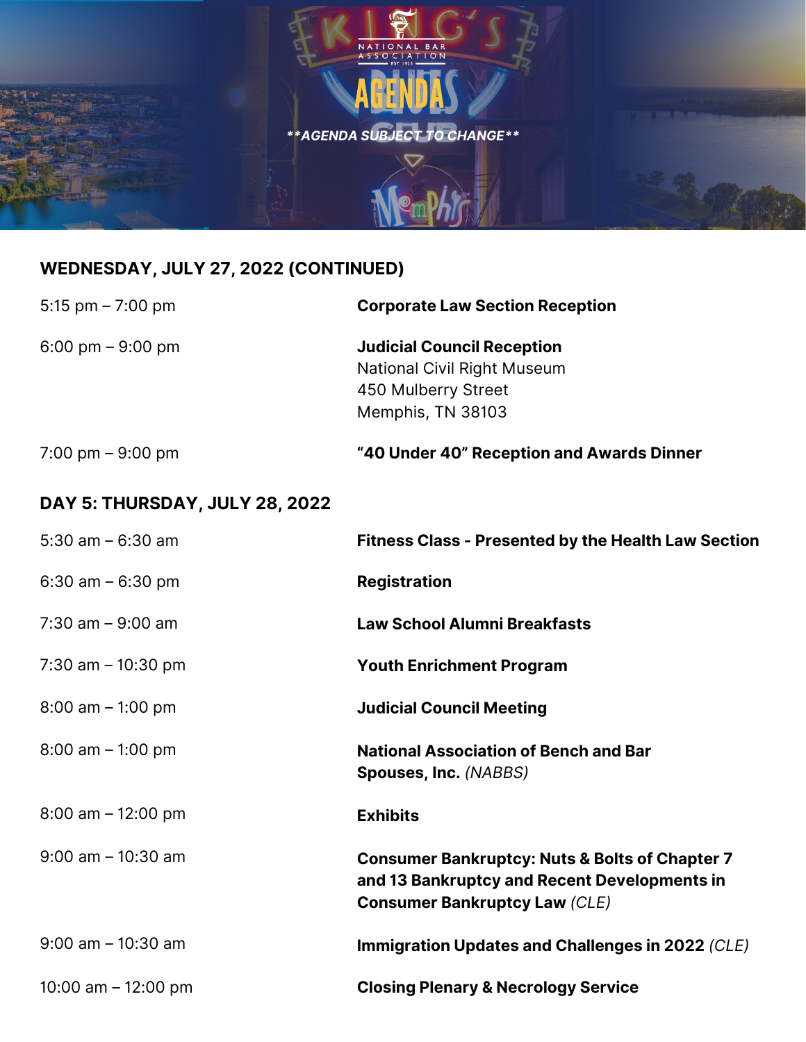# AGENDA

***AGENDA SUBJECT TO CHANGE***

## WEDNESDAY, JULY 27, 2022 (CONTINUED)

| | |
|---|---|
| 5:15 pm – 7:00 pm | **Corporate Law Section Reception** |
| 6:00 pm – 9:00 pm | **Judicial Council Reception**<br>National Civil Right Museum<br>450 Mulberry Street<br>Memphis, TN 38103 |
| 7:00 pm – 9:00 pm | **"40 Under 40" Reception and Awards Dinner** |

## DAY 5: THURSDAY, JULY 28, 2022

| | |
|---|---|
| 5:30 am – 6:30 am | **Fitness Class - Presented by the Health Law Section** |
| 6:30 am – 6:30 pm | **Registration** |
| 7:30 am – 9:00 am | **Law School Alumni Breakfasts** |
| 7:30 am – 10:30 pm | **Youth Enrichment Program** |
| 8:00 am – 1:00 pm | **Judicial Council Meeting** |
| 8:00 am – 1:00 pm | **National Association of Bench and Bar Spouses, Inc.** *(NABBS)* |
| 8:00 am – 12:00 pm | **Exhibits** |
| 9:00 am – 10:30 am | **Consumer Bankruptcy: Nuts & Bolts of Chapter 7 and 13 Bankruptcy and Recent Developments in Consumer Bankruptcy Law** *(CLE)* |
| 9:00 am – 10:30 am | **Immigration Updates and Challenges in 2022** *(CLE)* |
| 10:00 am – 12:00 pm | **Closing Plenary & Necrology Service** |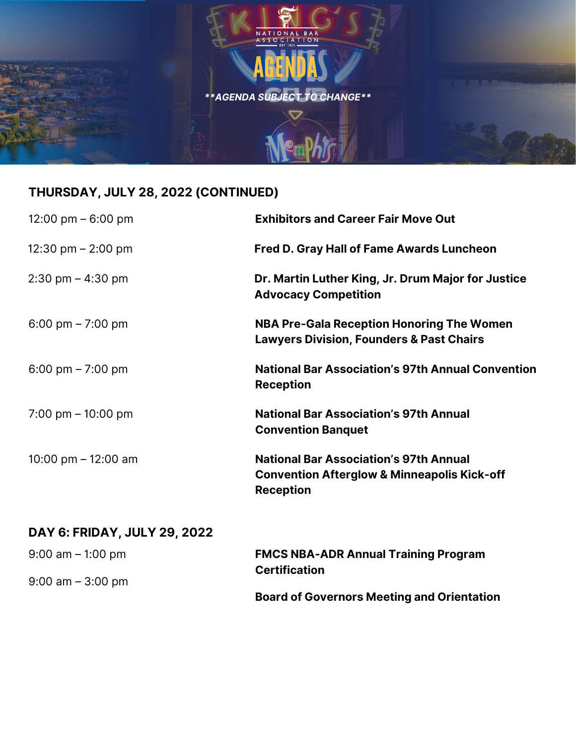NATIONAL BAR ASSOCIATION

EST. 1925

# AGENDA

***\*\*AGENDA SUBJECT TO CHANGE\*\****

## THURSDAY, JULY 28, 2022 (CONTINUED)

| Time | Event |
|---|---|
| 12:00 pm – 6:00 pm | **Exhibitors and Career Fair Move Out** |
| 12:30 pm – 2:00 pm | **Fred D. Gray Hall of Fame Awards Luncheon** |
| 2:30 pm – 4:30 pm | **Dr. Martin Luther King, Jr. Drum Major for Justice Advocacy Competition** |
| 6:00 pm – 7:00 pm | **NBA Pre-Gala Reception Honoring The Women Lawyers Division, Founders & Past Chairs** |
| 6:00 pm – 7:00 pm | **National Bar Association's 97th Annual Convention Reception** |
| 7:00 pm – 10:00 pm | **National Bar Association's 97th Annual Convention Banquet** |
| 10:00 pm – 12:00 am | **National Bar Association's 97th Annual Convention Afterglow & Minneapolis Kick-off Reception** |

## DAY 6: FRIDAY, JULY 29, 2022

| Time | Event |
|---|---|
| 9:00 am – 1:00 pm | **FMCS NBA-ADR Annual Training Program Certification** |
| 9:00 am – 3:00 pm | **Board of Governors Meeting and Orientation** |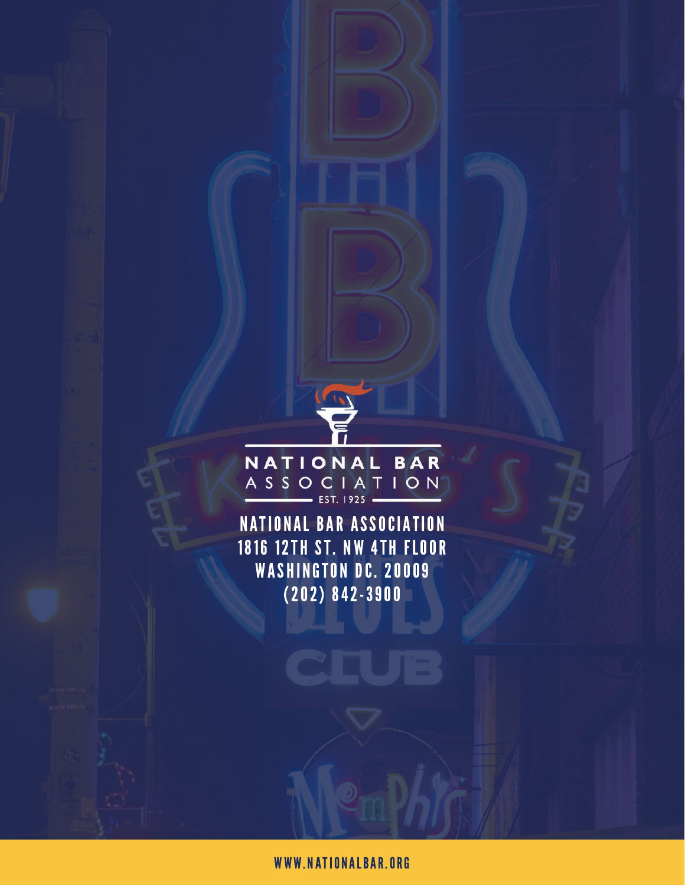NATIONAL BAR ASSOCIATION

EST. 1925

NATIONAL BAR ASSOCIATION
1816 12TH ST. NW 4TH FLOOR
WASHINGTON DC. 20009
(202) 842-3900

WWW.NATIONALBAR.ORG